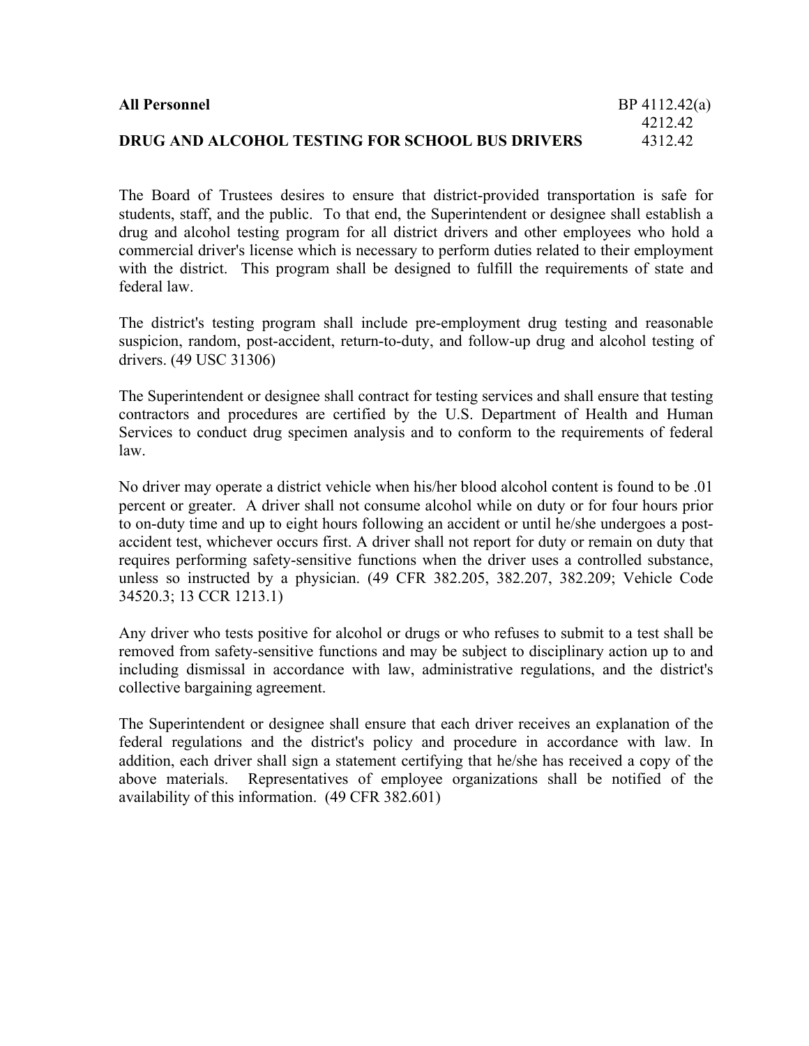**All Personnel** BP 4112.42(a) 4212.42 4312.42

**DRUG AND ALCOHOL TESTING FOR SCHOOL BUS DRIVERS**

The Board of Trustees desires to ensure that district-provided transportation is safe for students, staff, and the public. To that end, the Superintendent or designee shall establish a drug and alcohol testing program for all district drivers and other employees who hold a commercial driver's license which is necessary to perform duties related to their employment with the district. This program shall be designed to fulfill the requirements of state and federal law.

The district's testing program shall include pre-employment drug testing and reasonable suspicion, random, post-accident, return-to-duty, and follow-up drug and alcohol testing of drivers. (49 USC 31306)

The Superintendent or designee shall contract for testing services and shall ensure that testing contractors and procedures are certified by the U.S. Department of Health and Human Services to conduct drug specimen analysis and to conform to the requirements of federal law.

No driver may operate a district vehicle when his/her blood alcohol content is found to be .01 percent or greater. A driver shall not consume alcohol while on duty or for four hours prior to on-duty time and up to eight hours following an accident or until he/she undergoes a post-accident test, whichever occurs first. A driver shall not report for duty or remain on duty that requires performing safety-sensitive functions when the driver uses a controlled substance, unless so instructed by a physician. (49 CFR 382.205, 382.207, 382.209; Vehicle Code 34520.3; 13 CCR 1213.1)

Any driver who tests positive for alcohol or drugs or who refuses to submit to a test shall be removed from safety-sensitive functions and may be subject to disciplinary action up to and including dismissal in accordance with law, administrative regulations, and the district's collective bargaining agreement.

The Superintendent or designee shall ensure that each driver receives an explanation of the federal regulations and the district's policy and procedure in accordance with law. In addition, each driver shall sign a statement certifying that he/she has received a copy of the above materials. Representatives of employee organizations shall be notified of the availability of this information. (49 CFR 382.601)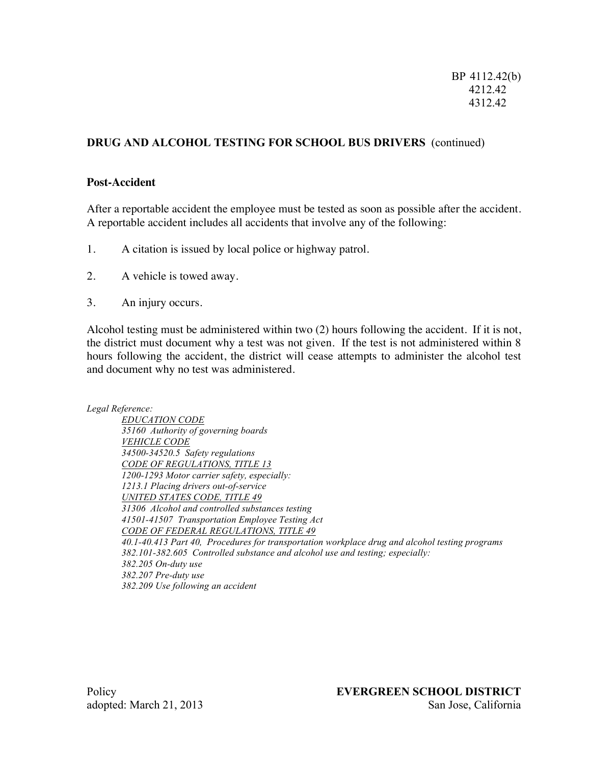## DRUG AND ALCOHOL TESTING FOR SCHOOL BUS DRIVERS (continued)

### Post-Accident

After a reportable accident the employee must be tested as soon as possible after the accident. A reportable accident includes all accidents that involve any of the following:

1. A citation is issued by local police or highway patrol.
2. A vehicle is towed away.
3. An injury occurs.

Alcohol testing must be administered within two (2) hours following the accident. If it is not, the district must document why a test was not given. If the test is not administered within 8 hours following the accident, the district will cease attempts to administer the alcohol test and document why no test was administered.

*Legal Reference:*

*EDUCATION CODE*
*35160 Authority of governing boards*
*VEHICLE CODE*
*34500-34520.5 Safety regulations*
*CODE OF REGULATIONS, TITLE 13*
*1200-1293 Motor carrier safety, especially:*
*1213.1 Placing drivers out-of-service*
*UNITED STATES CODE, TITLE 49*
*31306 Alcohol and controlled substances testing*
*41501-41507 Transportation Employee Testing Act*
*CODE OF FEDERAL REGULATIONS, TITLE 49*
*40.1-40.413 Part 40, Procedures for transportation workplace drug and alcohol testing programs*
*382.101-382.605 Controlled substance and alcohol use and testing; especially:*
*382.205 On-duty use*
*382.207 Pre-duty use*
*382.209 Use following an accident*

Policy
adopted: March 21, 2013

**EVERGREEN SCHOOL DISTRICT**
San Jose, California